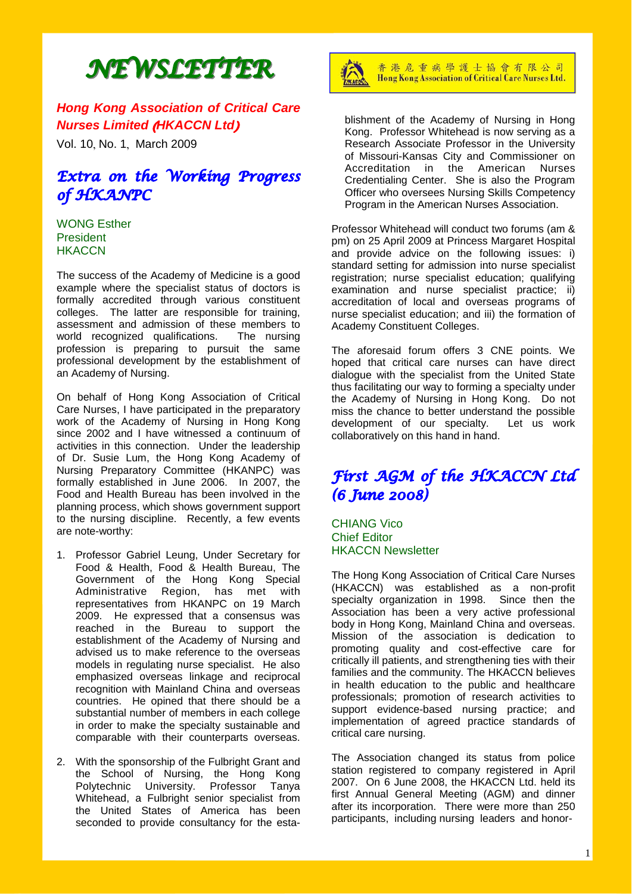# NEWSLETTER

***Hong Kong Association of Critical Care Nurses Limited (HKACCN Ltd)***

Vol. 10, No. 1, March 2009

香港危重病學護士協會有限公司
Hong Kong Association of Critical Care Nurses Ltd.

## *Extra on the Working Progress of HKANPC*

WONG Esther
President
HKACCN

The success of the Academy of Medicine is a good example where the specialist status of doctors is formally accredited through various constituent colleges. The latter are responsible for training, assessment and admission of these members to world recognized qualifications. The nursing profession is preparing to pursue the same professional development by the establishment of an Academy of Nursing.

On behalf of Hong Kong Association of Critical Care Nurses, I have participated in the preparatory work of the Academy of Nursing in Hong Kong since 2002 and I have witnessed a continuum of activities in this connection. Under the leadership of Dr. Susie Lum, the Hong Kong Academy of Nursing Preparatory Committee (HKANPC) was formally established in June 2006. In 2007, the Food and Health Bureau has been involved in the planning process, which shows government support to the nursing discipline. Recently, a few events are note-worthy:

1. Professor Gabriel Leung, Under Secretary for Food & Health, Food & Health Bureau, The Government of the Hong Kong Special Administrative Region, has met with representatives from HKANPC on 19 March 2009. He expressed that a consensus was reached in the Bureau to support the establishment of the Academy of Nursing and advised us to make reference to the overseas models in regulating nurse specialist. He also emphasized overseas linkage and reciprocal recognition with Mainland China and overseas countries. He opined that there should be a substantial number of members in each college in order to make the specialty sustainable and comparable with their counterparts overseas.

2. With the sponsorship of the Fulbright Grant and the School of Nursing, the Hong Kong Polytechnic University. Professor Tanya Whitehead, a Fulbright senior specialist from the United States of America has been seconded to provide consultancy for the establishment of the Academy of Nursing in Hong Kong. Professor Whitehead is now serving as a Research Associate Professor in the University of Missouri-Kansas City and Commissioner on Accreditation in the American Nurses Credentialing Center. She is also the Program Officer who oversees Nursing Skills Competency Program in the American Nurses Association.

Professor Whitehead will conduct two forums (am & pm) on 25 April 2009 at Princess Margaret Hospital and provide advice on the following issues: i) standard setting for admission into nurse specialist registration; nurse specialist education; qualifying examination and nurse specialist practice; ii) accreditation of local and overseas programs of nurse specialist education; and iii) the formation of Academy Constituent Colleges.

The aforesaid forum offers 3 CNE points. We hoped that critical care nurses can have direct dialogue with the specialist from the United State thus facilitating our way to forming a specialty under the Academy of Nursing in Hong Kong. Do not miss the chance to better understand the possible development of our specialty. Let us work collaboratively on this hand in hand.

## *First AGM of the HKACCN Ltd (6 June 2008)*

CHIANG Vico
Chief Editor
HKACCN Newsletter

The Hong Kong Association of Critical Care Nurses (HKACCN) was established as a non-profit specialty organization in 1998. Since then the Association has been a very active professional body in Hong Kong, Mainland China and overseas. Mission of the association is dedication to promoting quality and cost-effective care for critically ill patients, and strengthening ties with their families and the community. The HKACCN believes in health education to the public and healthcare professionals; promotion of research activities to support evidence-based nursing practice; and implementation of agreed practice standards of critical care nursing.

The Association changed its status from police station registered to company registered in April 2007. On 6 June 2008, the HKACCN Ltd. held its first Annual General Meeting (AGM) and dinner after its incorporation. There were more than 250 participants, including nursing leaders and honor-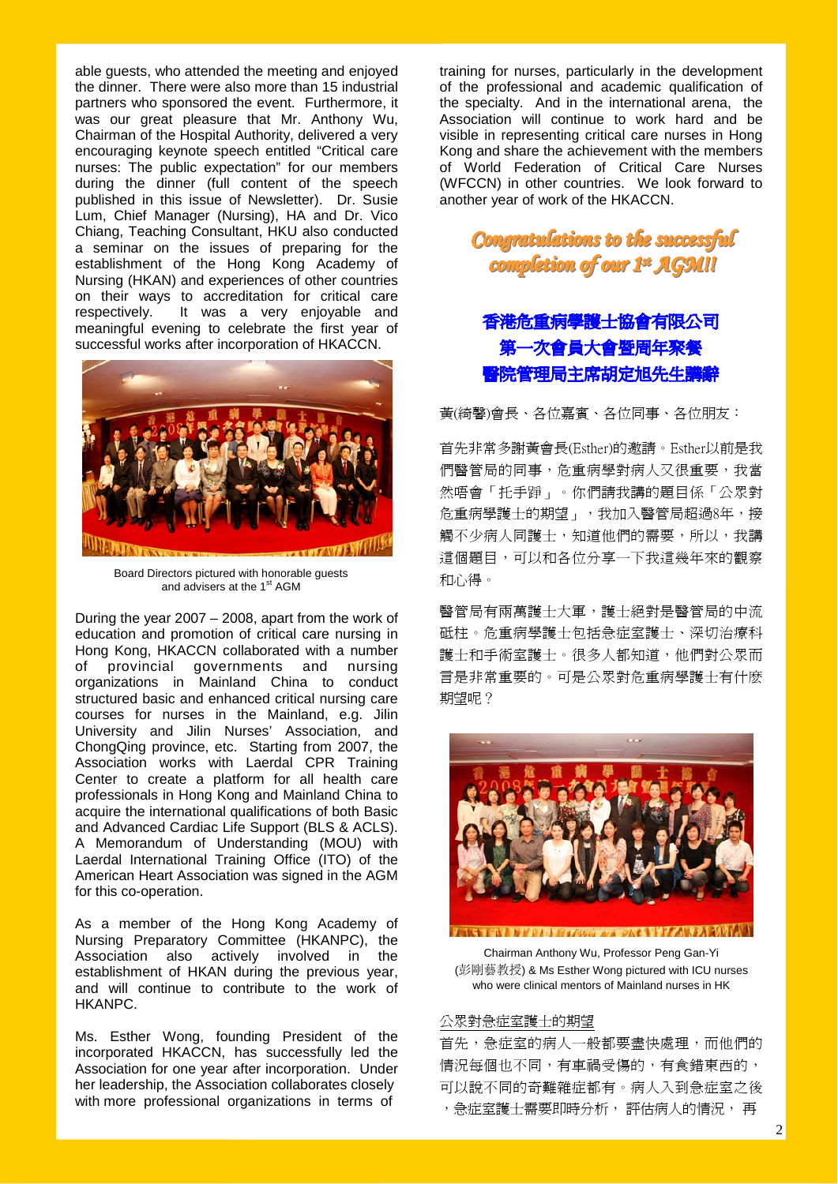able guests, who attended the meeting and enjoyed the dinner. There were also more than 15 industrial partners who sponsored the event. Furthermore, it was our great pleasure that Mr. Anthony Wu, Chairman of the Hospital Authority, delivered a very encouraging keynote speech entitled "Critical care nurses: The public expectation" for our members during the dinner (full content of the speech published in this issue of Newsletter). Dr. Susie Lum, Chief Manager (Nursing), HA and Dr. Vico Chiang, Teaching Consultant, HKU also conducted a seminar on the issues of preparing for the establishment of the Hong Kong Academy of Nursing (HKAN) and experiences of other countries on their ways to accreditation for critical care respectively. It was a very enjoyable and meaningful evening to celebrate the first year of successful works after incorporation of HKACCN.

Board Directors pictured with honorable guests and advisers at the 1st AGM

During the year 2007 – 2008, apart from the work of education and promotion of critical care nursing in Hong Kong, HKACCN collaborated with a number of provincial governments and nursing organizations in Mainland China to conduct structured basic and enhanced critical nursing care courses for nurses in the Mainland, e.g. Jilin University and Jilin Nurses' Association, and ChongQing province, etc. Starting from 2007, the Association works with Laerdal CPR Training Center to create a platform for all health care professionals in Hong Kong and Mainland China to acquire the international qualifications of both Basic and Advanced Cardiac Life Support (BLS & ACLS). A Memorandum of Understanding (MOU) with Laerdal International Training Office (ITO) of the American Heart Association was signed in the AGM for this co-operation.

As a member of the Hong Kong Academy of Nursing Preparatory Committee (HKANPC), the Association also actively involved in the establishment of HKAN during the previous year, and will continue to contribute to the work of HKANPC.

Ms. Esther Wong, founding President of the incorporated HKACCN, has successfully led the Association for one year after incorporation. Under her leadership, the Association collaborates closely with more professional organizations in terms of training for nurses, particularly in the development of the professional and academic qualification of the specialty. And in the international arena, the Association will continue to work hard and be visible in representing critical care nurses in Hong Kong and share the achievement with the members of World Federation of Critical Care Nurses (WFCCN) in other countries. We look forward to another year of work of the HKACCN.

***Congratulations to the successful completion of our 1st AGM!!***

## 香港危重病學護士協會有限公司
## 第一次會員大會暨周年聚餐
## 醫院管理局主席胡定旭先生講辭

黃(綺馨)會長、各位嘉賓、各位同事、各位朋友：

首先非常多謝黃會長(Esther)的邀請。Esther以前是我們醫管局的同事，危重病學對病人又很重要，我當然唔會「托手踭」。你們請我講的題目係「公眾對危重病學護士的期望」，我加入醫管局超過8年，接觸不少病人同護士，知道他們的需要，所以，我講這個題目，可以和各位分享一下我這幾年來的觀察和心得。

醫管局有兩萬護士大軍，護士絕對是醫管局的中流砥柱。危重病學護士包括急症室護士、深切治療科護士和手術室護士。很多人都知道，他們對公眾而言是非常重要的。可是公眾對危重病學護士有什麼期望呢？

Chairman Anthony Wu, Professor Peng Gan-Yi (彭剛藝教授) & Ms Esther Wong pictured with ICU nurses who were clinical mentors of Mainland nurses in HK

公眾對急症室護士的期望

首先，急症室的病人一般都要盡快處理，而他們的情況每個也不同，有車禍受傷的，有食錯東西的，可以說不同的奇難雜症都有。病人入到急症室之後，急症室護士需要即時分析，評估病人的情況，再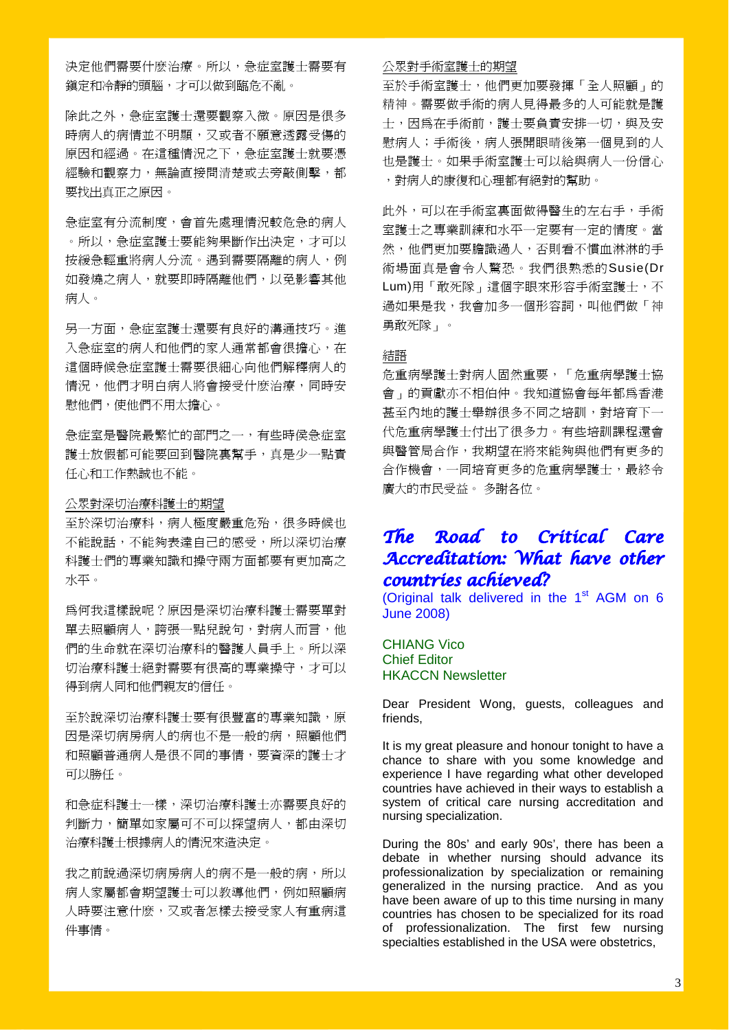決定他們需要什麽治療。所以，急症室護士需要有鎮定和冷靜的頭腦，才可以做到臨危不亂。

除此之外，急症室護士還要觀察入微。原因是很多時病人的病情並不明顯，又或者不願意透露受傷的原因和經過。在這種情況之下，急症室護士就要憑經驗和觀察力，無論直接問清楚或去旁敲側擊，都要找出真正之原因。

急症室有分流制度，會首先處理情況較危急的病人。所以，急症室護士要能夠果斷作出決定，才可以按緩急輕重將病人分流。遇到需要隔離的病人，例如發燒之病人，就要即時隔離他們，以免影響其他病人。

另一方面，急症室護士還要有良好的溝通技巧。進入急症室的病人和他們的家人通常都會很擔心，在這個時候急症室護士需要很細心向他們解釋病人的情況，他們才明白病人將會接受什麽治療，同時安慰他們，使他們不用太擔心。

急症室是醫院最繁忙的部門之一，有些時侯急症室護士放假都可能要回到醫院裏幫手，真是少一點責任心和工作熱誠也不能。

## 公眾對深切治療科護士的期望

至於深切治療科，病人極度嚴重危殆，很多時候也不能說話，不能夠表達自己的感受，所以深切治療科護士們的專業知識和操守兩方面都要有更加高之水平。

爲何我這樣說呢？原因是深切治療科護士需要單對單去照顧病人，誇張一點兒說句，對病人而言，他們的生命就在深切治療科的醫護人員手上。所以深切治療科護士絕對需要有很高的專業操守，才可以得到病人同和他們親友的信任。

至於說深切治療科護士要有很豐富的專業知識，原因是深切病房病人的病也不是一般的病，照顧他們和照顧普通病人是很不同的事情，要資深的護士才可以勝任。

和急症科護士一樣，深切治療科護士亦需要良好的判斷力，簡單如家屬可不可以探望病人，都由深切治療科護士根據病人的情況來造決定。

我之前說過深切病房病人的病不是一般的病，所以病人家屬都會期望護士可以教導他們，例如照顧病人時要注意什麽，又或者怎樣去接受家人有重病這件事情。

## 公眾對手術室護士的期望

至於手術室護士，他們更加要發揮「全人照顧」的精神。需要做手術的病人見得最多的人可能就是護士，因爲在手術前，護士要負責安排一切，與及安慰病人；手術後，病人張開眼睛後第一個見到的人也是護士。如果手術室護士可以給與病人一份信心，對病人的康復和心理都有絕對的幫助。

此外，可以在手術室裏面做得醫生的左右手，手術室護士之專業訓練和水平一定要有一定的情度。當然，他們更加要膽識過人，否則看不慣血淋淋的手術場面真是會令人驚恐。我們很熟悉的Susie(Dr Lum)用「敢死隊」這個字眼來形容手術室護士，不過如果是我，我會加多一個形容詞，叫他們做「神勇敢死隊」。

## 結語

危重病學護士對病人固然重要，「危重病學護士協會」的貢獻亦不相伯仲。我知道協會每年都爲香港甚至內地的護士舉辦很多不同之培訓，對培育下一代危重病學護士付出了很多力。有些培訓課程還會與醫管局合作，我期望在將來能夠與他們有更多的合作機會，一同培育更多的危重病學護士，最終令廣大的市民受益。 多謝各位。

# *The Road to Critical Care Accreditation: What have other countries achieved?*

(Original talk delivered in the 1st AGM on 6 June 2008)

CHIANG Vico  
Chief Editor  
HKACCN Newsletter

Dear President Wong, guests, colleagues and friends,

It is my great pleasure and honour tonight to have a chance to share with you some knowledge and experience I have regarding what other developed countries have achieved in their ways to establish a system of critical care nursing accreditation and nursing specialization.

During the 80s' and early 90s', there has been a debate in whether nursing should advance its professionalization by specialization or remaining generalized in the nursing practice. And as you have been aware of up to this time nursing in many countries has chosen to be specialized for its road of professionalization. The first few nursing specialties established in the USA were obstetrics,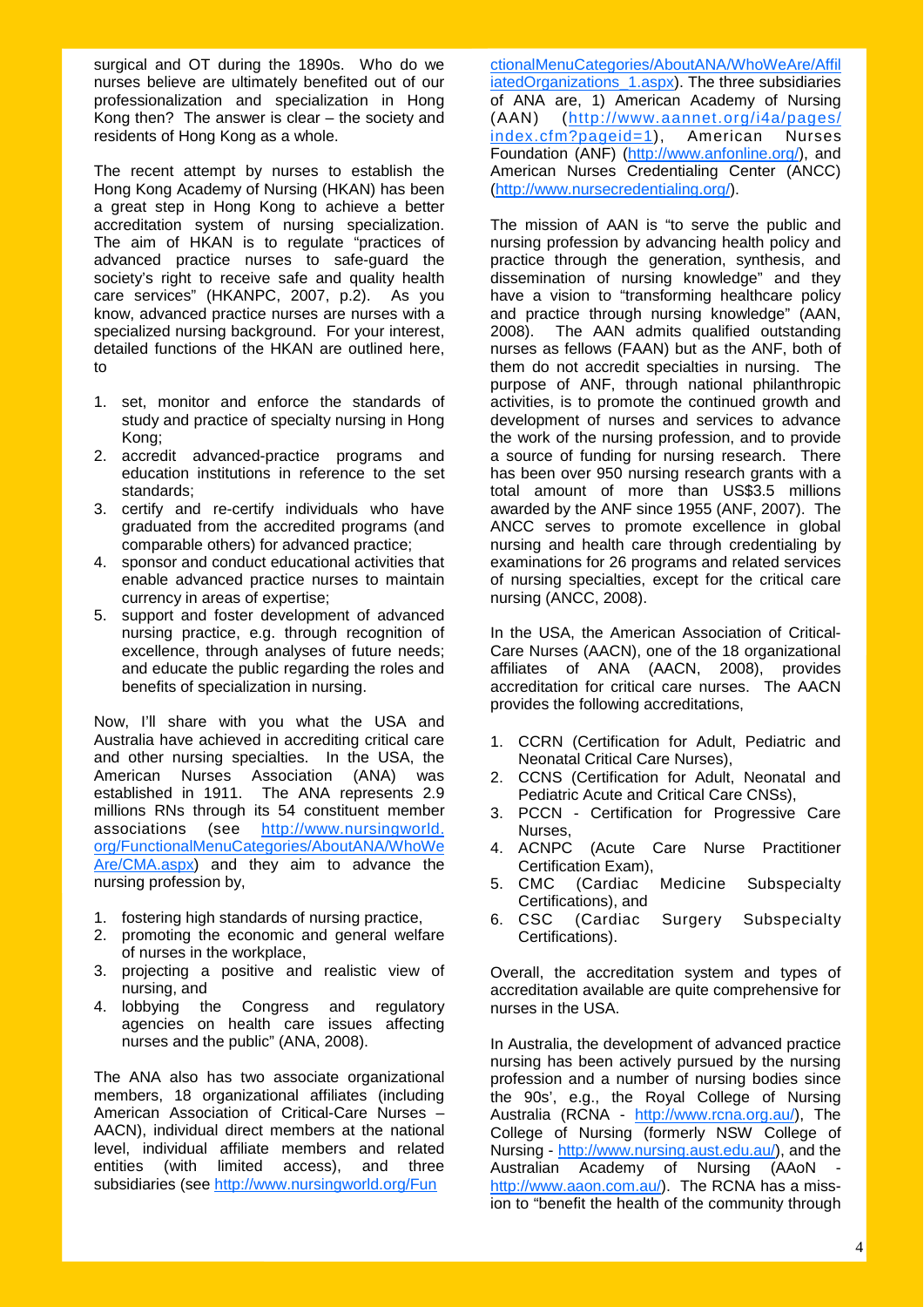surgical and OT during the 1890s. Who do we nurses believe are ultimately benefited out of our professionalization and specialization in Hong Kong then? The answer is clear – the society and residents of Hong Kong as a whole.

The recent attempt by nurses to establish the Hong Kong Academy of Nursing (HKAN) has been a great step in Hong Kong to achieve a better accreditation system of nursing specialization. The aim of HKAN is to regulate "practices of advanced practice nurses to safe-guard the society's right to receive safe and quality health care services" (HKANPC, 2007, p.2). As you know, advanced practice nurses are nurses with a specialized nursing background. For your interest, detailed functions of the HKAN are outlined here, to

1. set, monitor and enforce the standards of study and practice of specialty nursing in Hong Kong;
2. accredit advanced-practice programs and education institutions in reference to the set standards;
3. certify and re-certify individuals who have graduated from the accredited programs (and comparable others) for advanced practice;
4. sponsor and conduct educational activities that enable advanced practice nurses to maintain currency in areas of expertise;
5. support and foster development of advanced nursing practice, e.g. through recognition of excellence, through analyses of future needs; and educate the public regarding the roles and benefits of specialization in nursing.

Now, I'll share with you what the USA and Australia have achieved in accrediting critical care and other nursing specialties. In the USA, the American Nurses Association (ANA) was established in 1911. The ANA represents 2.9 millions RNs through its 54 constituent member associations (see http://www.nursingworld.org/FunctionalMenuCategories/AboutANA/WhoWeAre/CMA.aspx) and they aim to advance the nursing profession by,

1. fostering high standards of nursing practice,
2. promoting the economic and general welfare of nurses in the workplace,
3. projecting a positive and realistic view of nursing, and
4. lobbying the Congress and regulatory agencies on health care issues affecting nurses and the public" (ANA, 2008).

The ANA also has two associate organizational members, 18 organizational affiliates (including American Association of Critical-Care Nurses – AACN), individual direct members at the national level, individual affiliate members and related entities (with limited access), and three subsidiaries (see http://www.nursingworld.org/FunctionalMenuCategories/AboutANA/WhoWeAre/AffiliatedOrganizations_1.aspx). The three subsidiaries of ANA are, 1) American Academy of Nursing (AAN) (http://www.aannet.org/i4a/pages/index.cfm?pageid=1), American Nurses Foundation (ANF) (http://www.anfonline.org/), and American Nurses Credentialing Center (ANCC) (http://www.nursecredentialing.org/).

The mission of AAN is "to serve the public and nursing profession by advancing health policy and practice through the generation, synthesis, and dissemination of nursing knowledge" and they have a vision to "transforming healthcare policy and practice through nursing knowledge" (AAN, 2008). The AAN admits qualified outstanding nurses as fellows (FAAN) but as the ANF, both of them do not accredit specialties in nursing. The purpose of ANF, through national philanthropic activities, is to promote the continued growth and development of nurses and services to advance the work of the nursing profession, and to provide a source of funding for nursing research. There has been over 950 nursing research grants with a total amount of more than US$3.5 millions awarded by the ANF since 1955 (ANF, 2007). The ANCC serves to promote excellence in global nursing and health care through credentialing by examinations for 26 programs and related services of nursing specialties, except for the critical care nursing (ANCC, 2008).

In the USA, the American Association of Critical-Care Nurses (AACN), one of the 18 organizational affiliates of ANA (AACN, 2008), provides accreditation for critical care nurses. The AACN provides the following accreditations,

1. CCRN (Certification for Adult, Pediatric and Neonatal Critical Care Nurses),
2. CCNS (Certification for Adult, Neonatal and Pediatric Acute and Critical Care CNSs),
3. PCCN - Certification for Progressive Care Nurses,
4. ACNPC (Acute Care Nurse Practitioner Certification Exam),
5. CMC (Cardiac Medicine Subspecialty Certifications), and
6. CSC (Cardiac Surgery Subspecialty Certifications).

Overall, the accreditation system and types of accreditation available are quite comprehensive for nurses in the USA.

In Australia, the development of advanced practice nursing has been actively pursued by the nursing profession and a number of nursing bodies since the 90s', e.g., the Royal College of Nursing Australia (RCNA - http://www.rcna.org.au/), The College of Nursing (formerly NSW College of Nursing - http://www.nursing.aust.edu.au/), and the Australian Academy of Nursing (AAoN - http://www.aaon.com.au/). The RCNA has a mission to "benefit the health of the community through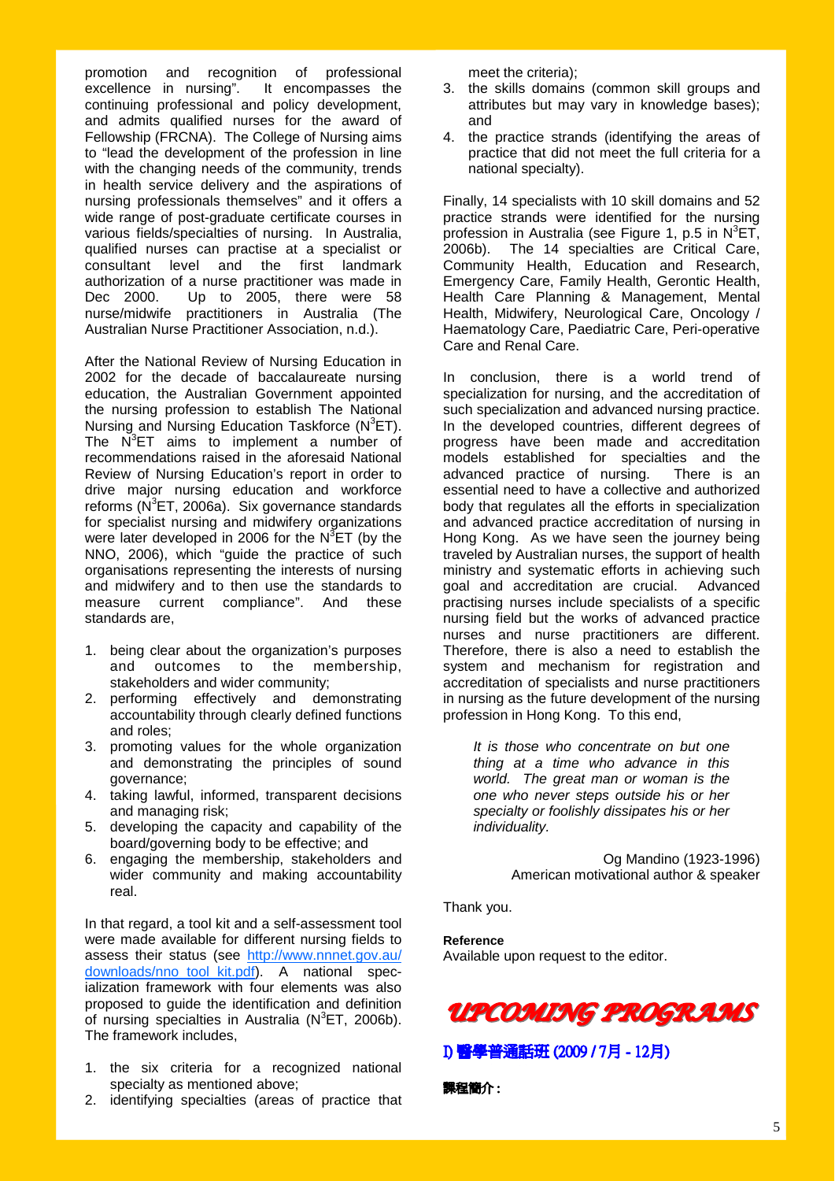promotion and recognition of professional excellence in nursing". It encompasses the continuing professional and policy development, and admits qualified nurses for the award of Fellowship (FRCNA). The College of Nursing aims to "lead the development of the profession in line with the changing needs of the community, trends in health service delivery and the aspirations of nursing professionals themselves" and it offers a wide range of post-graduate certificate courses in various fields/specialties of nursing. In Australia, qualified nurses can practise at a specialist or consultant level and the first landmark authorization of a nurse practitioner was made in Dec 2000. Up to 2005, there were 58 nurse/midwife practitioners in Australia (The Australian Nurse Practitioner Association, n.d.).

After the National Review of Nursing Education in 2002 for the decade of baccalaureate nursing education, the Australian Government appointed the nursing profession to establish The National Nursing and Nursing Education Taskforce ($N^3ET$). The $N^3ET$ aims to implement a number of recommendations raised in the aforesaid National Review of Nursing Education's report in order to drive major nursing education and workforce reforms ($N^3ET$, 2006a). Six governance standards for specialist nursing and midwifery organizations were later developed in 2006 for the $N^3ET$ (by the NNO, 2006), which "guide the practice of such organisations representing the interests of nursing and midwifery and to then use the standards to measure current compliance". And these standards are,

1. being clear about the organization's purposes and outcomes to the membership, stakeholders and wider community;
2. performing effectively and demonstrating accountability through clearly defined functions and roles;
3. promoting values for the whole organization and demonstrating the principles of sound governance;
4. taking lawful, informed, transparent decisions and managing risk;
5. developing the capacity and capability of the board/governing body to be effective; and
6. engaging the membership, stakeholders and wider community and making accountability real.

In that regard, a tool kit and a self-assessment tool were made available for different nursing fields to assess their status (see http://www.nnnet.gov.au/downloads/nno_tool_kit.pdf). A national specialization framework with four elements was also proposed to guide the identification and definition of nursing specialties in Australia ($N^3ET$, 2006b). The framework includes,

1. the six criteria for a recognized national specialty as mentioned above;
2. identifying specialties (areas of practice that meet the criteria);
3. the skills domains (common skill groups and attributes but may vary in knowledge bases); and
4. the practice strands (identifying the areas of practice that did not meet the full criteria for a national specialty).

Finally, 14 specialists with 10 skill domains and 52 practice strands were identified for the nursing profession in Australia (see Figure 1, p.5 in $N^3ET$, 2006b). The 14 specialties are Critical Care, Community Health, Education and Research, Emergency Care, Family Health, Gerontic Health, Health Care Planning & Management, Mental Health, Midwifery, Neurological Care, Oncology / Haematology Care, Paediatric Care, Peri-operative Care and Renal Care.

In conclusion, there is a world trend of specialization for nursing, and the accreditation of such specialization and advanced nursing practice. In the developed countries, different degrees of progress have been made and accreditation models established for specialties and the advanced practice of nursing. There is an essential need to have a collective and authorized body that regulates all the efforts in specialization and advanced practice accreditation of nursing in Hong Kong. As we have seen the journey being traveled by Australian nurses, the support of health ministry and systematic efforts in achieving such goal and accreditation are crucial. Advanced practising nurses include specialists of a specific nursing field but the works of advanced practice nurses and nurse practitioners are different. Therefore, there is also a need to establish the system and mechanism for registration and accreditation of specialists and nurse practitioners in nursing as the future development of the nursing profession in Hong Kong. To this end,

> *It is those who concentrate on but one thing at a time who advance in this world. The great man or woman is the one who never steps outside his or her specialty or foolishly dissipates his or her individuality.*
>
> Og Mandino (1923-1996)
> American motivational author & speaker

Thank you.

**Reference**
Available upon request to the editor.

# *UPCOMING PROGRAMS*

## I) 醫學普通話班 (2009 / 7月 - 12月)

**課程簡介：**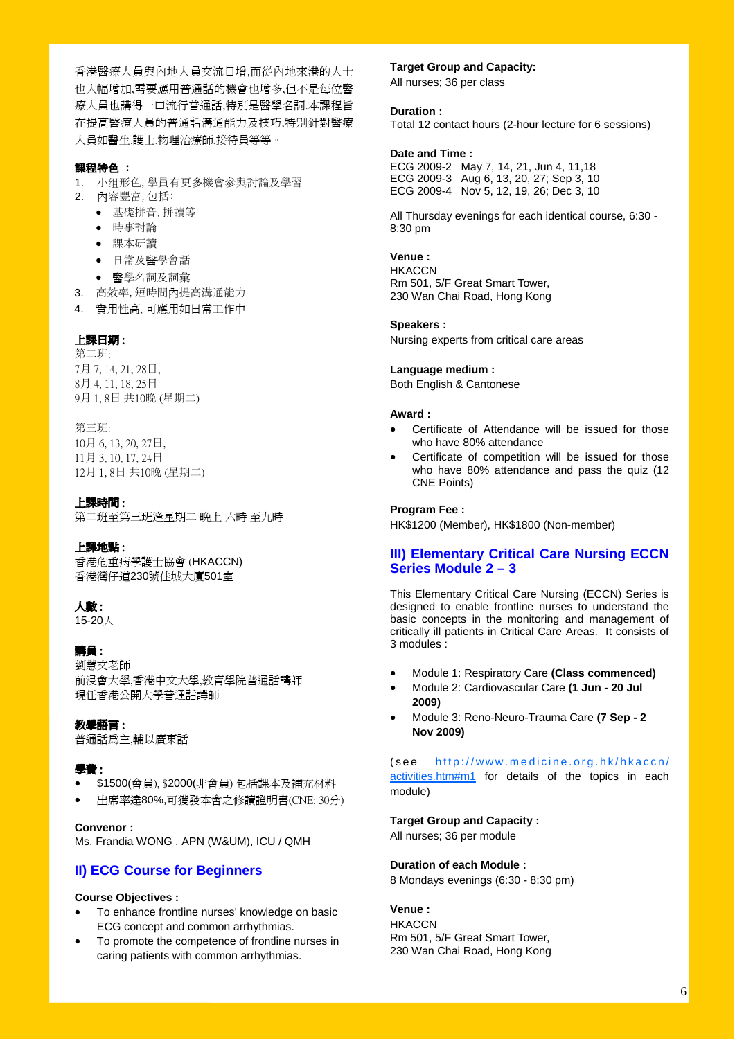香港醫療人員與內地人員交流日增,而從內地來港的人士也大幅增加,需要應用普通話的機會也增多,但不是每位醫療人員也講得一口流行普通話,特別是醫學名詞.本課程旨在提高醫療人員的普通話溝通能力及技巧,特別針對醫療人員如醫生,護士,物理治療師,接待員等等。

**課程特色 ：**

1. 小组形色, 學員有更多機會參與討論及學習
2. 內容豐富, 包括:
   - 基礎拼音, 拼讀等
   - 時事討論
   - 課本研讀
   - 日常及醫學會話
   - 醫學名詞及詞彙
3. 高效率, 短時間內提高溝通能力
4. 實用性高, 可應用如日常工作中

**上課日期 :**

第二班:
7月 7, 14, 21, 28日,
8月 4, 11, 18, 25日
9月 1, 8日 共10晚 (星期二)

第三班:
10月 6, 13, 20, 27日,
11月 3, 10, 17, 24日
12月 1, 8日 共10晚 (星期二)

**上課時間 :**
第二班至第三班逢星期二 晚上 六時 至九時

**上課地點 :**
香港危重病學護士協會 (HKACCN)
香港灣仔道230號佳城大廈501室

**人數 :**
15-20人

**講員 :**
劉慧文老師
前浸會大學,香港中文大學,教育學院普通話講師
現任香港公開大學普通話講師

**教學語言 :**
普通話爲主,輔以廣東話

**學費 :**

- $1500(會員), $2000(非會員) 包括課本及補充材料
- 出席率達80%,可獲發本會之修讀證明書(CNE: 30分)

**Convenor :**
Ms. Frandia WONG , APN (W&UM), ICU / QMH

## II) ECG Course for Beginners

**Course Objectives :**

- To enhance frontline nurses' knowledge on basic ECG concept and common arrhythmias.
- To promote the competence of frontline nurses in caring patients with common arrhythmias.

**Target Group and Capacity:**
All nurses; 36 per class

**Duration :**
Total 12 contact hours (2-hour lecture for 6 sessions)

**Date and Time :**
ECG 2009-2 May 7, 14, 21, Jun 4, 11,18
ECG 2009-3 Aug 6, 13, 20, 27; Sep 3, 10
ECG 2009-4 Nov 5, 12, 19, 26; Dec 3, 10

All Thursday evenings for each identical course, 6:30 - 8:30 pm

**Venue :**
HKACCN
Rm 501, 5/F Great Smart Tower,
230 Wan Chai Road, Hong Kong

**Speakers :**
Nursing experts from critical care areas

**Language medium :**
Both English & Cantonese

**Award :**

- Certificate of Attendance will be issued for those who have 80% attendance
- Certificate of competition will be issued for those who have 80% attendance and pass the quiz (12 CNE Points)

**Program Fee :**
HK$1200 (Member), HK$1800 (Non-member)

## III) Elementary Critical Care Nursing ECCN Series Module 2 – 3

This Elementary Critical Care Nursing (ECCN) Series is designed to enable frontline nurses to understand the basic concepts in the monitoring and management of critically ill patients in Critical Care Areas. It consists of 3 modules :

- Module 1: Respiratory Care **(Class commenced)**
- Module 2: Cardiovascular Care **(1 Jun - 20 Jul 2009)**
- Module 3: Reno-Neuro-Trauma Care **(7 Sep - 2 Nov 2009)**

(see http://www.medicine.org.hk/hkaccn/activities.htm#m1 for details of the topics in each module)

**Target Group and Capacity :**
All nurses; 36 per module

**Duration of each Module :**
8 Mondays evenings (6:30 - 8:30 pm)

**Venue :**
HKACCN
Rm 501, 5/F Great Smart Tower,
230 Wan Chai Road, Hong Kong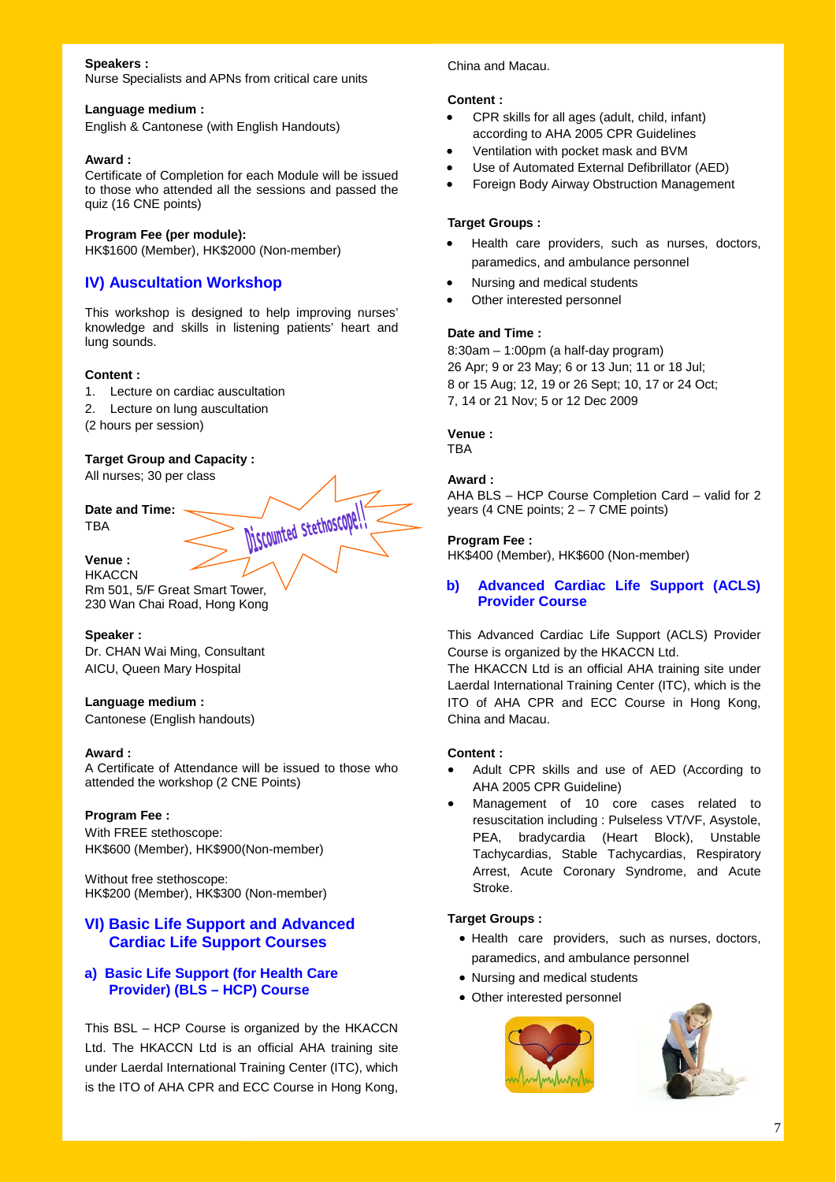**Speakers :**
Nurse Specialists and APNs from critical care units

**Language medium :**
English & Cantonese (with English Handouts)

**Award :**
Certificate of Completion for each Module will be issued to those who attended all the sessions and passed the quiz (16 CNE points)

**Program Fee (per module):**
HK$1600 (Member), HK$2000 (Non-member)

## IV) Auscultation Workshop

This workshop is designed to help improving nurses' knowledge and skills in listening patients' heart and lung sounds.

**Content :**

1. Lecture on cardiac auscultation
2. Lecture on lung auscultation

(2 hours per session)

**Target Group and Capacity :**
All nurses; 30 per class

**Date and Time:**
TBA

Discounted Stethoscope!!

**Venue :**
HKACCN
Rm 501, 5/F Great Smart Tower,
230 Wan Chai Road, Hong Kong

**Speaker :**
Dr. CHAN Wai Ming, Consultant
AICU, Queen Mary Hospital

**Language medium :**
Cantonese (English handouts)

**Award :**
A Certificate of Attendance will be issued to those who attended the workshop (2 CNE Points)

**Program Fee :**
With FREE stethoscope:
HK$600 (Member), HK$900(Non-member)

Without free stethoscope:
HK$200 (Member), HK$300 (Non-member)

## VI) Basic Life Support and Advanced Cardiac Life Support Courses

### a) Basic Life Support (for Health Care Provider) (BLS – HCP) Course

This BSL – HCP Course is organized by the HKACCN Ltd. The HKACCN Ltd is an official AHA training site under Laerdal International Training Center (ITC), which is the ITO of AHA CPR and ECC Course in Hong Kong, China and Macau.

**Content :**

- CPR skills for all ages (adult, child, infant) according to AHA 2005 CPR Guidelines
- Ventilation with pocket mask and BVM
- Use of Automated External Defibrillator (AED)
- Foreign Body Airway Obstruction Management

**Target Groups :**

- Health care providers, such as nurses, doctors, paramedics, and ambulance personnel
- Nursing and medical students
- Other interested personnel

**Date and Time :**
8:30am – 1:00pm (a half-day program)
26 Apr; 9 or 23 May; 6 or 13 Jun; 11 or 18 Jul;
8 or 15 Aug; 12, 19 or 26 Sept; 10, 17 or 24 Oct;
7, 14 or 21 Nov; 5 or 12 Dec 2009

**Venue :**
TBA

**Award :**
AHA BLS – HCP Course Completion Card – valid for 2 years (4 CNE points; 2 – 7 CME points)

**Program Fee :**
HK$400 (Member), HK$600 (Non-member)

### b) Advanced Cardiac Life Support (ACLS) Provider Course

This Advanced Cardiac Life Support (ACLS) Provider Course is organized by the HKACCN Ltd.
The HKACCN Ltd is an official AHA training site under Laerdal International Training Center (ITC), which is the ITO of AHA CPR and ECC Course in Hong Kong, China and Macau.

**Content :**

- Adult CPR skills and use of AED (According to AHA 2005 CPR Guideline)
- Management of 10 core cases related to resuscitation including : Pulseless VT/VF, Asystole, PEA, bradycardia (Heart Block), Unstable Tachycardias, Stable Tachycardias, Respiratory Arrest, Acute Coronary Syndrome, and Acute Stroke.

**Target Groups :**

- Health care providers, such as nurses, doctors, paramedics, and ambulance personnel
- Nursing and medical students
- Other interested personnel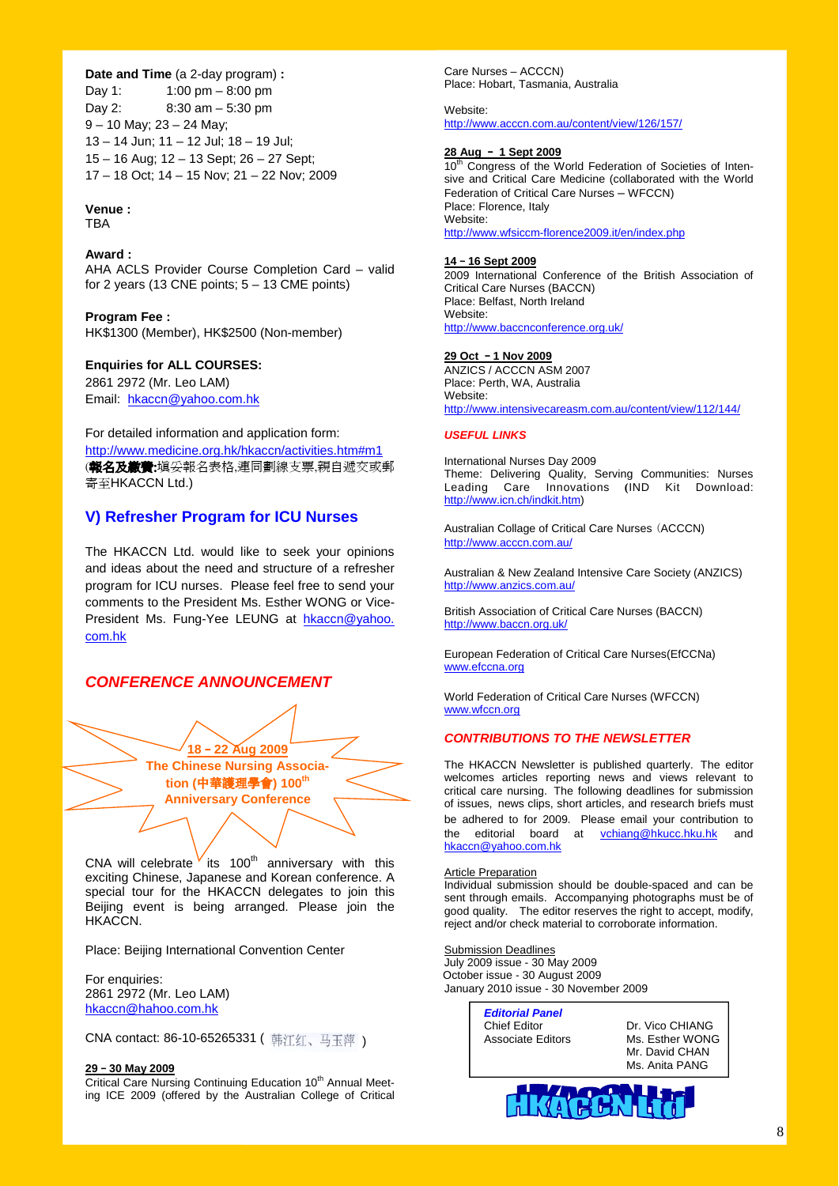**Date and Time** (a 2-day program) **:**
Day 1: 1:00 pm – 8:00 pm
Day 2: 8:30 am – 5:30 pm
9 – 10 May; 23 – 24 May;
13 – 14 Jun; 11 – 12 Jul; 18 – 19 Jul;
15 – 16 Aug; 12 – 13 Sept; 26 – 27 Sept;
17 – 18 Oct; 14 – 15 Nov; 21 – 22 Nov; 2009

**Venue :**
TBA

**Award :**
AHA ACLS Provider Course Completion Card – valid for 2 years (13 CNE points; 5 – 13 CME points)

**Program Fee :**
HK$1300 (Member), HK$2500 (Non-member)

**Enquiries for ALL COURSES:**
2861 2972 (Mr. Leo LAM)
Email: hkaccn@yahoo.com.hk

For detailed information and application form:
http://www.medicine.org.hk/hkaccn/activities.htm#m1
(**報名及繳費:**填妥報名表格,連同劃線支票,親自遞交或郵寄至HKACCN Ltd.)

## V) Refresher Program for ICU Nurses

The HKACCN Ltd. would like to seek your opinions and ideas about the need and structure of a refresher program for ICU nurses. Please feel free to send your comments to the President Ms. Esther WONG or Vice-President Ms. Fung-Yee LEUNG at hkaccn@yahoo.com.hk

## *CONFERENCE ANNOUNCEMENT*

**18 – 22 Aug 2009**
**The Chinese Nursing Association (中華護理學會) 100th Anniversary Conference**

CNA will celebrate its 100th anniversary with this exciting Chinese, Japanese and Korean conference. A special tour for the HKACCN delegates to join this Beijing event is being arranged. Please join the HKACCN.

Place: Beijing International Convention Center

For enquiries:
2861 2972 (Mr. Leo LAM)
hkaccn@hahoo.com.hk

CNA contact: 86-10-65265331 ( 韩江红、马玉萍 )

**29 – 30 May 2009**
Critical Care Nursing Continuing Education 10th Annual Meeting ICE 2009 (offered by the Australian College of Critical Care Nurses – ACCCN)
Place: Hobart, Tasmania, Australia

Website:
http://www.acccn.com.au/content/view/126/157/

**28 Aug – 1 Sept 2009**
10th Congress of the World Federation of Societies of Intensive and Critical Care Medicine (collaborated with the World Federation of Critical Care Nurses – WFCCN)
Place: Florence, Italy
Website:
http://www.wfsiccm-florence2009.it/en/index.php

**14 – 16 Sept 2009**
2009 International Conference of the British Association of Critical Care Nurses (BACCN)
Place: Belfast, North Ireland
Website:
http://www.baccnconference.org.uk/

**29 Oct – 1 Nov 2009**
ANZICS / ACCCN ASM 2007
Place: Perth, WA, Australia
Website:
http://www.intensivecareasm.com.au/content/view/112/144/

## *USEFUL LINKS*

International Nurses Day 2009
Theme: Delivering Quality, Serving Communities: Nurses Leading Care Innovations (IND Kit Download: http://www.icn.ch/indkit.htm)

Australian Collage of Critical Care Nurses (ACCCN)
http://www.acccn.com.au/

Australian & New Zealand Intensive Care Society (ANZICS)
http://www.anzics.com.au/

British Association of Critical Care Nurses (BACCN)
http://www.baccn.org.uk/

European Federation of Critical Care Nurses(EfCCNa)
www.efccna.org

World Federation of Critical Care Nurses (WFCCN)
www.wfccn.org

## *CONTRIBUTIONS TO THE NEWSLETTER*

The HKACCN Newsletter is published quarterly. The editor welcomes articles reporting news and views relevant to critical care nursing. The following deadlines for submission of issues, news clips, short articles, and research briefs must be adhered to for 2009. Please email your contribution to the editorial board at vchiang@hkucc.hku.hk and hkaccn@yahoo.com.hk

Article Preparation
Individual submission should be double-spaced and can be sent through emails. Accompanying photographs must be of good quality. The editor reserves the right to accept, modify, reject and/or check material to corroborate information.

Submission Deadlines
July 2009 issue - 30 May 2009
October issue - 30 August 2009
January 2010 issue - 30 November 2009

| *Editorial Panel* | |
|---|---|
| Chief Editor | Dr. Vico CHIANG |
| Associate Editors | Ms. Esther WONG |
| | Mr. David CHAN |
| | Ms. Anita PANG |

HKACCN Ltd